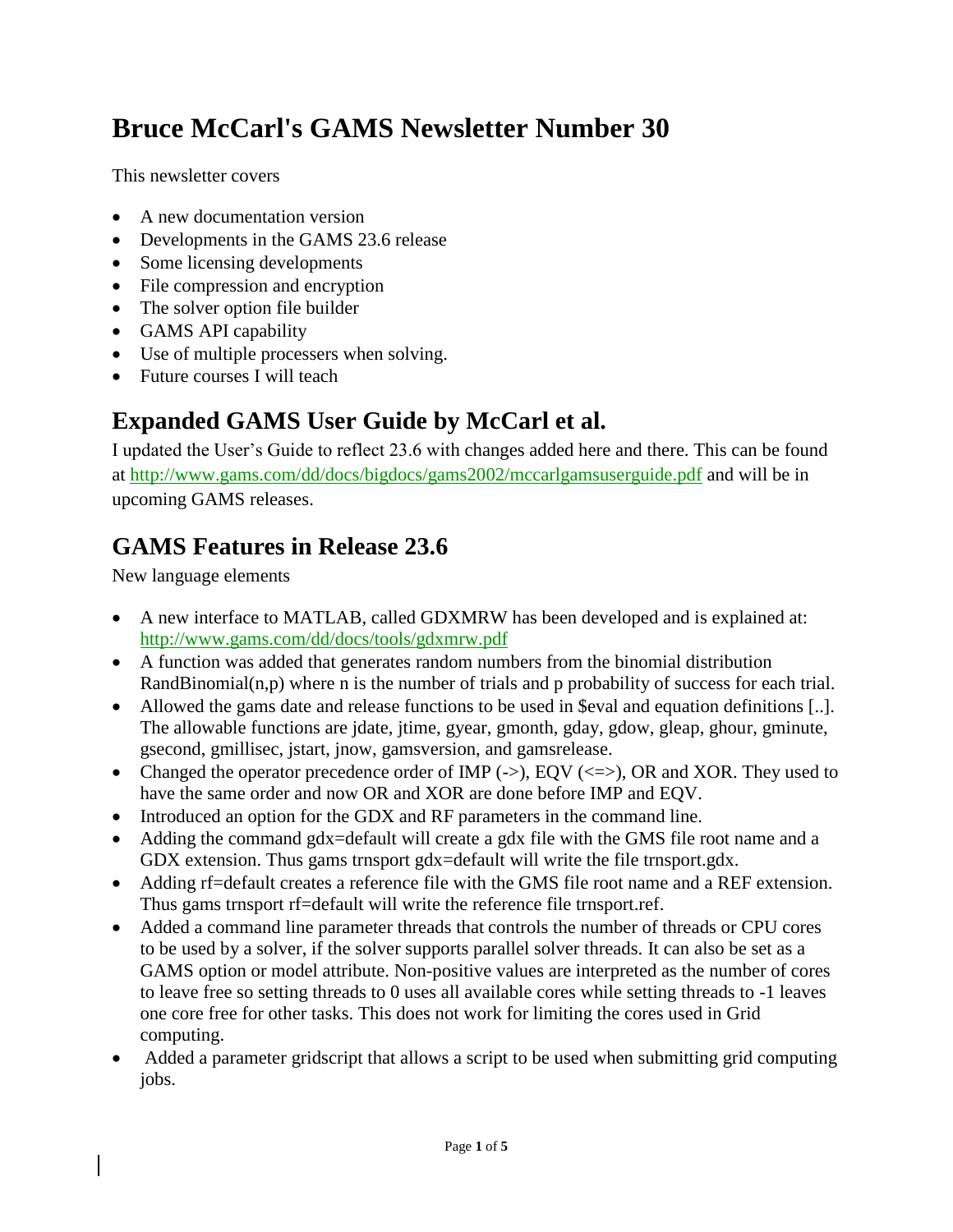# Bruce McCarl's GAMS Newsletter Number 30

This newsletter covers

- A new documentation version
- Developments in the GAMS 23.6 release
- Some licensing developments
- File compression and encryption
- The solver option file builder
- GAMS API capability
- Use of multiple processers when solving.
- Future courses I will teach

## Expanded GAMS User Guide by McCarl et al.

I updated the User's Guide to reflect 23.6 with changes added here and there. This can be found at http://www.gams.com/dd/docs/bigdocs/gams2002/mccarlgamsuserguide.pdf and will be in upcoming GAMS releases.

## GAMS Features in Release 23.6

New language elements

- A new interface to MATLAB, called GDXMRW has been developed and is explained at: http://www.gams.com/dd/docs/tools/gdxmrw.pdf
- A function was added that generates random numbers from the binomial distribution RandBinomial(n,p) where n is the number of trials and p probability of success for each trial.
- Allowed the gams date and release functions to be used in $eval and equation definitions [..]. The allowable functions are jdate, jtime, gyear, gmonth, gday, gdow, gleap, ghour, gminute, gsecond, gmillisec, jstart, jnow, gamsversion, and gamsrelease.
- Changed the operator precedence order of IMP (->), EQV (<=>), OR and XOR. They used to have the same order and now OR and XOR are done before IMP and EQV.
- Introduced an option for the GDX and RF parameters in the command line.
- Adding the command gdx=default will create a gdx file with the GMS file root name and a GDX extension. Thus gams trnsport gdx=default will write the file trnsport.gdx.
- Adding rf=default creates a reference file with the GMS file root name and a REF extension. Thus gams trnsport rf=default will write the reference file trnsport.ref.
- Added a command line parameter threads that controls the number of threads or CPU cores to be used by a solver, if the solver supports parallel solver threads. It can also be set as a GAMS option or model attribute. Non-positive values are interpreted as the number of cores to leave free so setting threads to 0 uses all available cores while setting threads to -1 leaves one core free for other tasks. This does not work for limiting the cores used in Grid computing.
- Added a parameter gridscript that allows a script to be used when submitting grid computing jobs.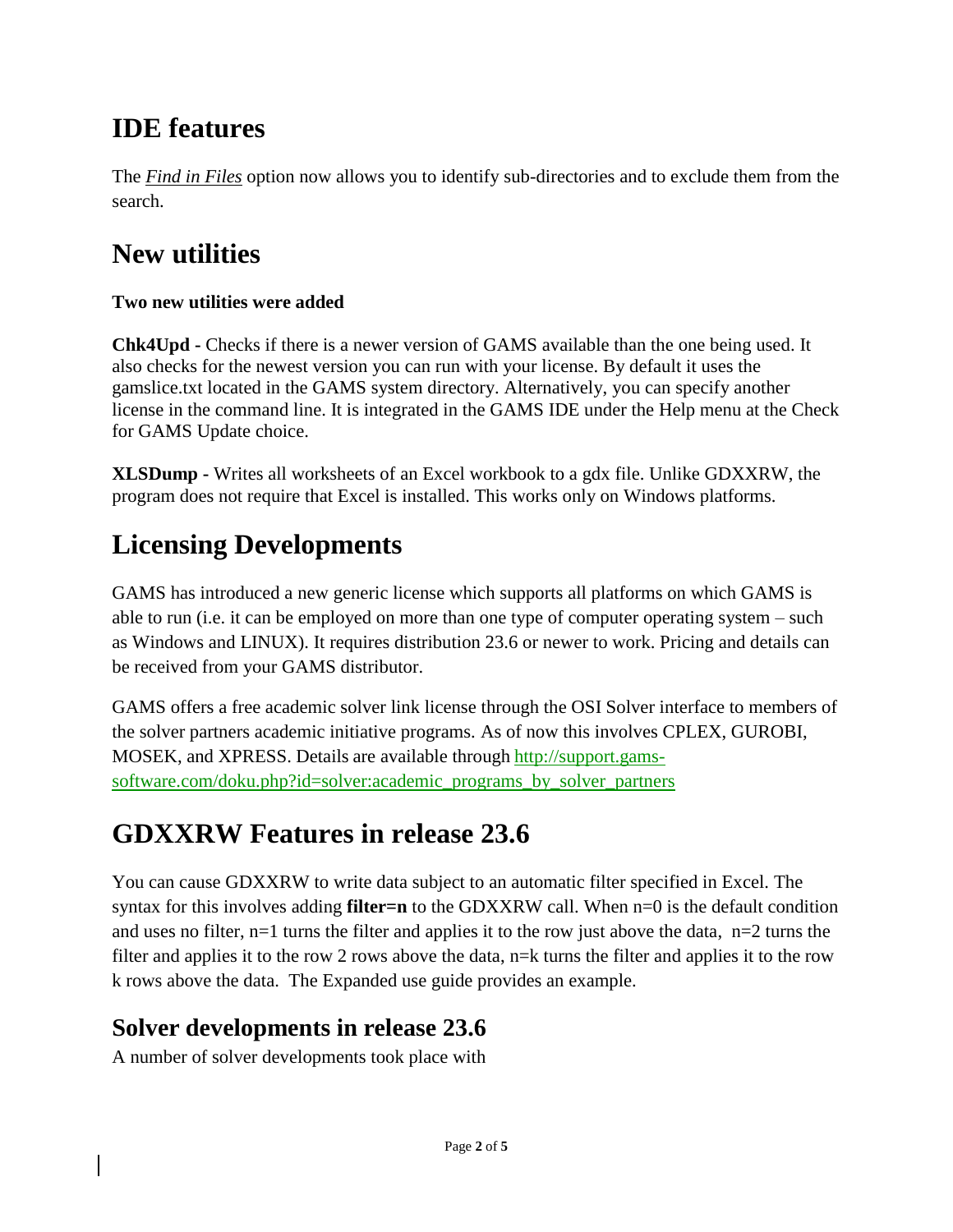# IDE features

The ***Find in Files*** option now allows you to identify sub-directories and to exclude them from the search.

# New utilities

**Two new utilities were added**

**Chk4Upd -** Checks if there is a newer version of GAMS available than the one being used. It also checks for the newest version you can run with your license. By default it uses the gamslice.txt located in the GAMS system directory. Alternatively, you can specify another license in the command line. It is integrated in the GAMS IDE under the Help menu at the Check for GAMS Update choice.

**XLSDump -** Writes all worksheets of an Excel workbook to a gdx file. Unlike GDXXRW, the program does not require that Excel is installed. This works only on Windows platforms.

# Licensing Developments

GAMS has introduced a new generic license which supports all platforms on which GAMS is able to run (i.e. it can be employed on more than one type of computer operating system – such as Windows and LINUX). It requires distribution 23.6 or newer to work. Pricing and details can be received from your GAMS distributor.

GAMS offers a free academic solver link license through the OSI Solver interface to members of the solver partners academic initiative programs. As of now this involves CPLEX, GUROBI, MOSEK, and XPRESS. Details are available through http://support.gams-software.com/doku.php?id=solver:academic_programs_by_solver_partners

# GDXXRW Features in release 23.6

You can cause GDXXRW to write data subject to an automatic filter specified in Excel. The syntax for this involves adding **filter=n** to the GDXXRW call. When n=0 is the default condition and uses no filter, n=1 turns the filter and applies it to the row just above the data, n=2 turns the filter and applies it to the row 2 rows above the data, n=k turns the filter and applies it to the row k rows above the data. The Expanded use guide provides an example.

## Solver developments in release 23.6

A number of solver developments took place with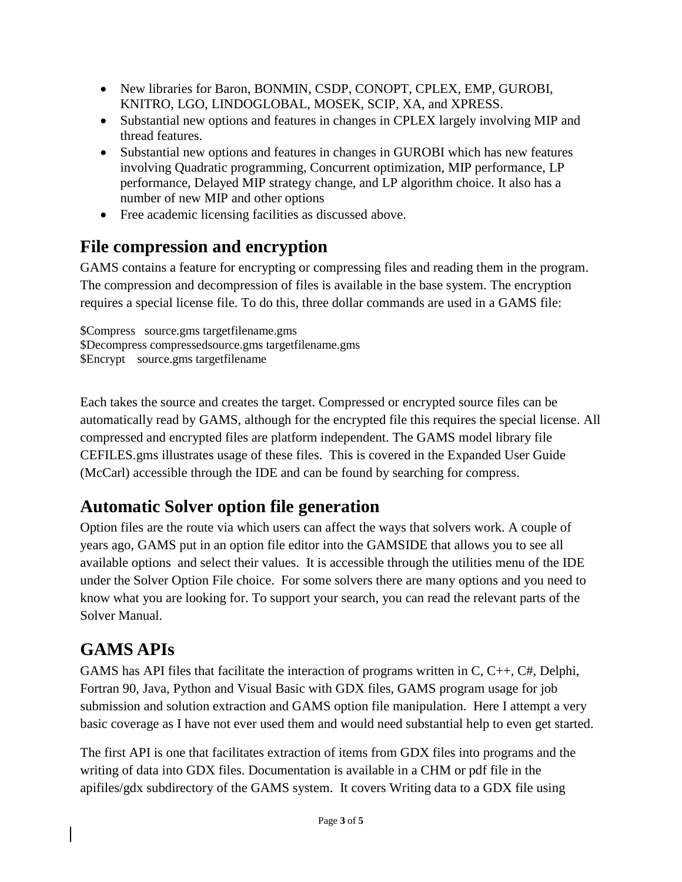- New libraries for Baron, BONMIN, CSDP, CONOPT, CPLEX, EMP, GUROBI, KNITRO, LGO, LINDOGLOBAL, MOSEK, SCIP, XA, and XPRESS.
- Substantial new options and features in changes in CPLEX largely involving MIP and thread features.
- Substantial new options and features in changes in GUROBI which has new features involving Quadratic programming, Concurrent optimization, MIP performance, LP performance, Delayed MIP strategy change, and LP algorithm choice. It also has a number of new MIP and other options
- Free academic licensing facilities as discussed above.

## File compression and encryption

GAMS contains a feature for encrypting or compressing files and reading them in the program. The compression and decompression of files is available in the base system. The encryption requires a special license file. To do this, three dollar commands are used in a GAMS file:

```
$Compress   source.gms targetfilename.gms
$Decompress compressedsource.gms targetfilename.gms
$Encrypt    source.gms targetfilename
```

Each takes the source and creates the target. Compressed or encrypted source files can be automatically read by GAMS, although for the encrypted file this requires the special license. All compressed and encrypted files are platform independent. The GAMS model library file CEFILES.gms illustrates usage of these files. This is covered in the Expanded User Guide (McCarl) accessible through the IDE and can be found by searching for compress.

## Automatic Solver option file generation

Option files are the route via which users can affect the ways that solvers work. A couple of years ago, GAMS put in an option file editor into the GAMSIDE that allows you to see all available options and select their values. It is accessible through the utilities menu of the IDE under the Solver Option File choice. For some solvers there are many options and you need to know what you are looking for. To support your search, you can read the relevant parts of the Solver Manual.

## GAMS APIs

GAMS has API files that facilitate the interaction of programs written in C, C++, C#, Delphi, Fortran 90, Java, Python and Visual Basic with GDX files, GAMS program usage for job submission and solution extraction and GAMS option file manipulation. Here I attempt a very basic coverage as I have not ever used them and would need substantial help to even get started.

The first API is one that facilitates extraction of items from GDX files into programs and the writing of data into GDX files. Documentation is available in a CHM or pdf file in the apifiles/gdx subdirectory of the GAMS system. It covers Writing data to a GDX file using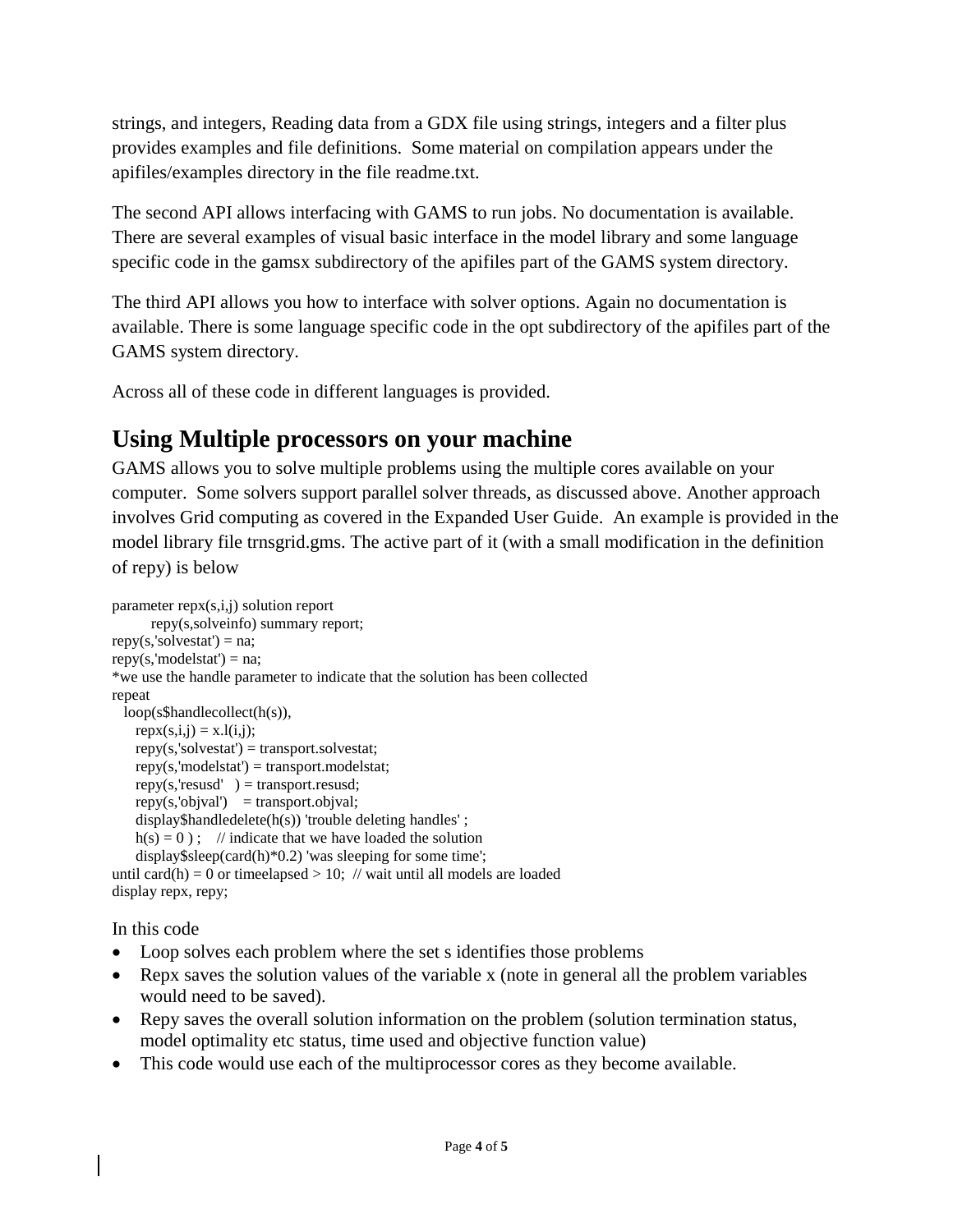strings, and integers, Reading data from a GDX file using strings, integers and a filter plus provides examples and file definitions. Some material on compilation appears under the apifiles/examples directory in the file readme.txt.

The second API allows interfacing with GAMS to run jobs. No documentation is available. There are several examples of visual basic interface in the model library and some language specific code in the gamsx subdirectory of the apifiles part of the GAMS system directory.

The third API allows you how to interface with solver options. Again no documentation is available. There is some language specific code in the opt subdirectory of the apifiles part of the GAMS system directory.

Across all of these code in different languages is provided.

## Using Multiple processors on your machine

GAMS allows you to solve multiple problems using the multiple cores available on your computer. Some solvers support parallel solver threads, as discussed above. Another approach involves Grid computing as covered in the Expanded User Guide. An example is provided in the model library file trnsgrid.gms. The active part of it (with a small modification in the definition of repy) is below

```
parameter repx(s,i,j) solution report
        repy(s,solveinfo) summary report;
repy(s,'solvestat') = na;
repy(s,'modelstat') = na;
*we use the handle parameter to indicate that the solution has been collected
repeat
   loop(s$handlecollect(h(s)),
      repx(s,i,j) = x.l(i,j);
      repy(s,'solvestat') = transport.solvestat;
      repy(s,'modelstat') = transport.modelstat;
      repy(s,'resusd'   ) = transport.resusd;
      repy(s,'objval')    = transport.objval;
      display$handledelete(h(s)) 'trouble deleting handles' ;
      h(s) = 0 ) ;    // indicate that we have loaded the solution
      display$sleep(card(h)*0.2) 'was sleeping for some time';
until card(h) = 0 or timeelapsed > 10;  // wait until all models are loaded
display repx, repy;
```

In this code

- Loop solves each problem where the set s identifies those problems
- Repx saves the solution values of the variable x (note in general all the problem variables would need to be saved).
- Repy saves the overall solution information on the problem (solution termination status, model optimality etc status, time used and objective function value)
- This code would use each of the multiprocessor cores as they become available.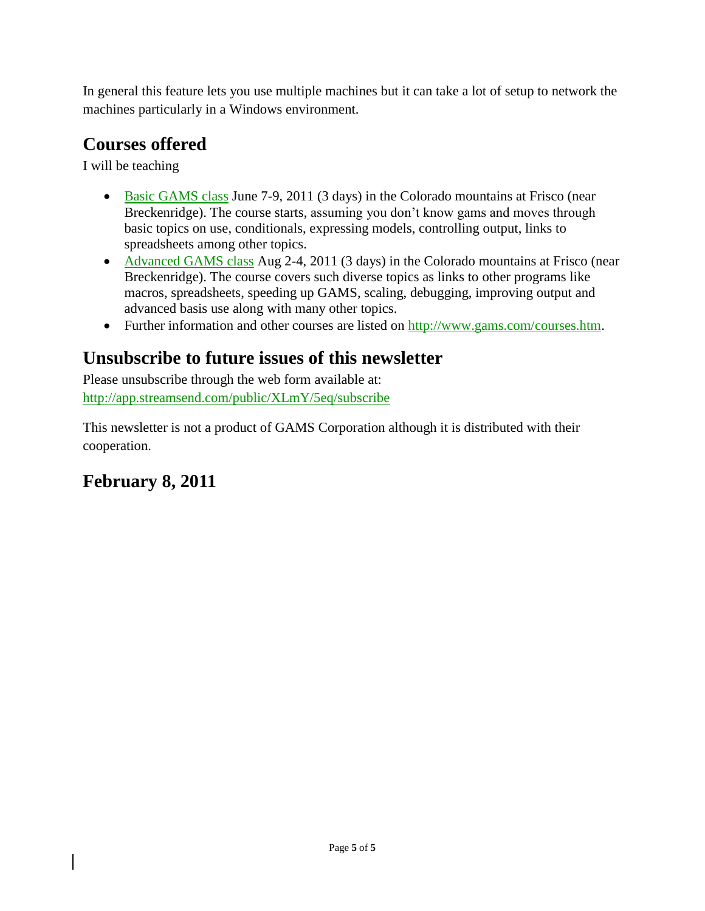In general this feature lets you use multiple machines but it can take a lot of setup to network the machines particularly in a Windows environment.

## Courses offered

I will be teaching

- Basic GAMS class June 7-9, 2011 (3 days) in the Colorado mountains at Frisco (near Breckenridge). The course starts, assuming you don't know gams and moves through basic topics on use, conditionals, expressing models, controlling output, links to spreadsheets among other topics.
- Advanced GAMS class Aug 2-4, 2011 (3 days) in the Colorado mountains at Frisco (near Breckenridge). The course covers such diverse topics as links to other programs like macros, spreadsheets, speeding up GAMS, scaling, debugging, improving output and advanced basis use along with many other topics.
- Further information and other courses are listed on http://www.gams.com/courses.htm.

## Unsubscribe to future issues of this newsletter

Please unsubscribe through the web form available at:
http://app.streamsend.com/public/XLmY/5eq/subscribe

This newsletter is not a product of GAMS Corporation although it is distributed with their cooperation.

## February 8, 2011